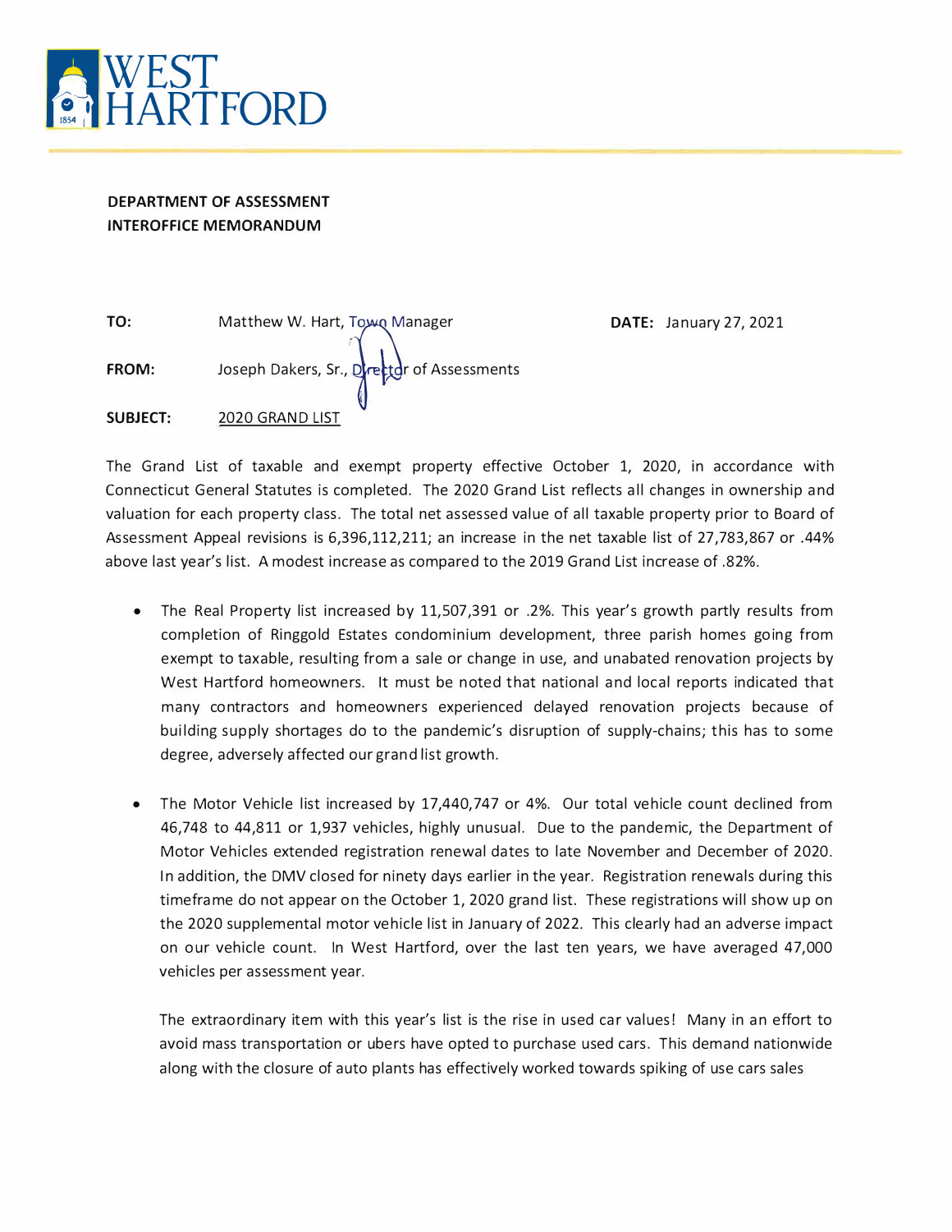# WEST HARTFORD

**DEPARTMENT OF ASSESSMENT**
**INTEROFFICE MEMORANDUM**

**TO:** Matthew W. Hart, Town Manager **DATE:** January 27, 2021

**FROM:** Joseph Dakers, Sr., Director of Assessments

**SUBJECT:** 2020 GRAND LIST

The Grand List of taxable and exempt property effective October 1, 2020, in accordance with Connecticut General Statutes is completed. The 2020 Grand List reflects all changes in ownership and valuation for each property class. The total net assessed value of all taxable property prior to Board of Assessment Appeal revisions is 6,396,112,211; an increase in the net taxable list of 27,783,867 or .44% above last year's list. A modest increase as compared to the 2019 Grand List increase of .82%.

- The Real Property list increased by 11,507,391 or .2%. This year's growth partly results from completion of Ringgold Estates condominium development, three parish homes going from exempt to taxable, resulting from a sale or change in use, and unabated renovation projects by West Hartford homeowners. It must be noted that national and local reports indicated that many contractors and homeowners experienced delayed renovation projects because of building supply shortages do to the pandemic's disruption of supply-chains; this has to some degree, adversely affected our grand list growth.

- The Motor Vehicle list increased by 17,440,747 or 4%. Our total vehicle count declined from 46,748 to 44,811 or 1,937 vehicles, highly unusual. Due to the pandemic, the Department of Motor Vehicles extended registration renewal dates to late November and December of 2020. In addition, the DMV closed for ninety days earlier in the year. Registration renewals during this timeframe do not appear on the October 1, 2020 grand list. These registrations will show up on the 2020 supplemental motor vehicle list in January of 2022. This clearly had an adverse impact on our vehicle count. In West Hartford, over the last ten years, we have averaged 47,000 vehicles per assessment year.

  The extraordinary item with this year's list is the rise in used car values! Many in an effort to avoid mass transportation or ubers have opted to purchase used cars. This demand nationwide along with the closure of auto plants has effectively worked towards spiking of use cars sales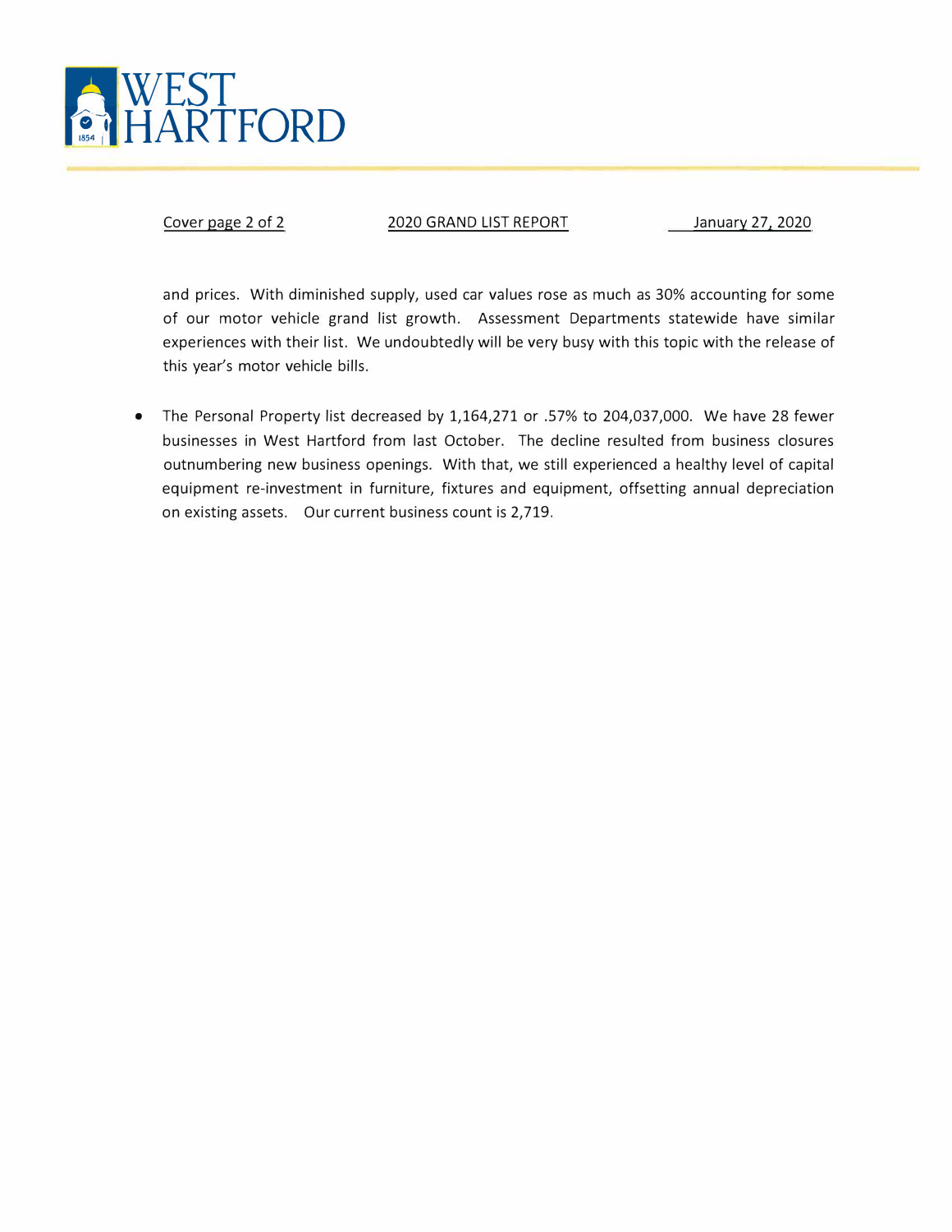and prices. With diminished supply, used car values rose as much as 30% accounting for some of our motor vehicle grand list growth. Assessment Departments statewide have similar experiences with their list. We undoubtedly will be very busy with this topic with the release of this year's motor vehicle bills.

- The Personal Property list decreased by 1,164,271 or .57% to 204,037,000. We have 28 fewer businesses in West Hartford from last October. The decline resulted from business closures outnumbering new business openings. With that, we still experienced a healthy level of capital equipment re-investment in furniture, fixtures and equipment, offsetting annual depreciation on existing assets. Our current business count is 2,719.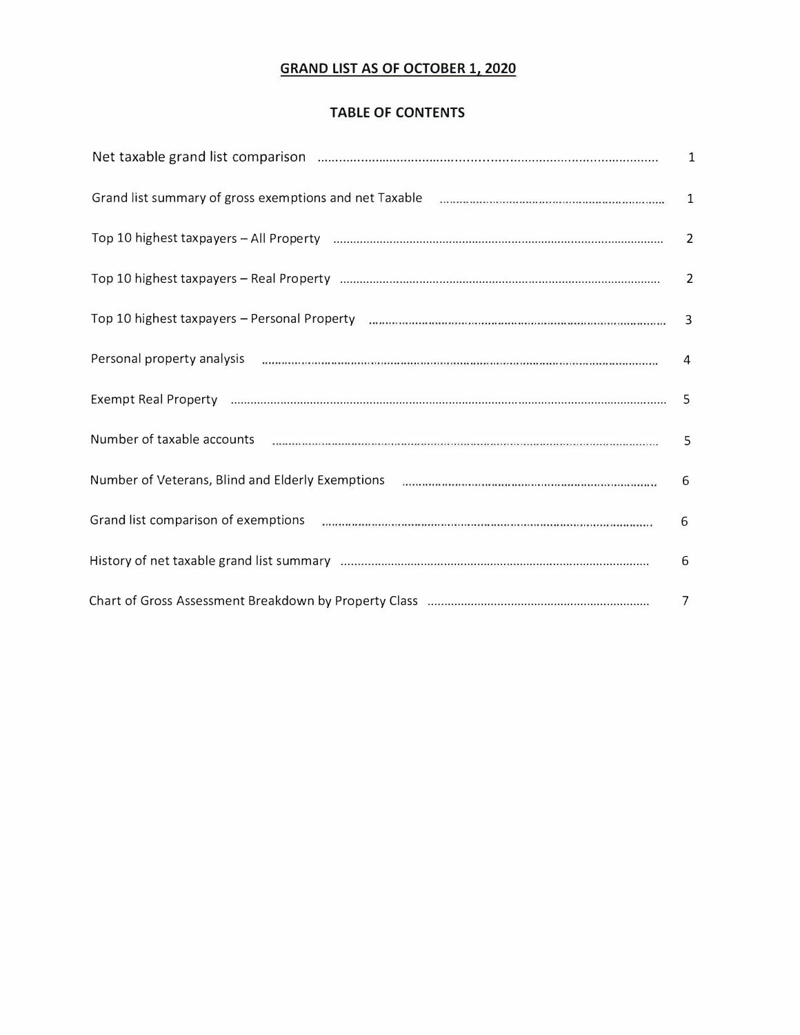# GRAND LIST AS OF OCTOBER 1, 2020

## TABLE OF CONTENTS

| Section | Page |
|---|---|
| Net taxable grand list comparison | 1 |
| Grand list summary of gross exemptions and net Taxable | 1 |
| Top 10 highest taxpayers – All Property | 2 |
| Top 10 highest taxpayers – Real Property | 2 |
| Top 10 highest taxpayers – Personal Property | 3 |
| Personal property analysis | 4 |
| Exempt Real Property | 5 |
| Number of taxable accounts | 5 |
| Number of Veterans, Blind and Elderly Exemptions | 6 |
| Grand list comparison of exemptions | 6 |
| History of net taxable grand list summary | 6 |
| Chart of Gross Assessment Breakdown by Property Class | 7 |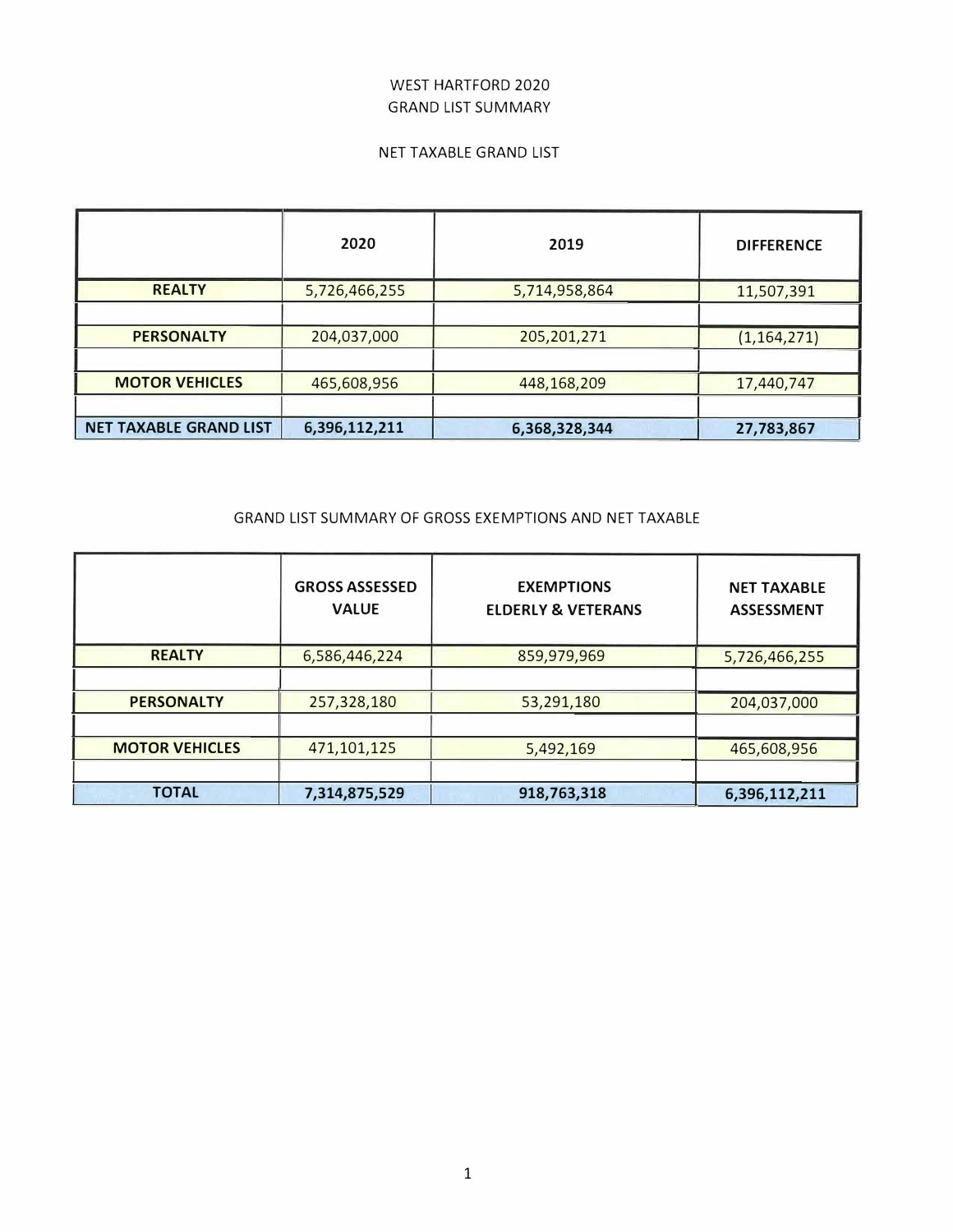# WEST HARTFORD 2020
# GRAND LIST SUMMARY

## NET TAXABLE GRAND LIST

| | 2020 | 2019 | DIFFERENCE |
|---|---|---|---|
| **REALTY** | 5,726,466,255 | 5,714,958,864 | 11,507,391 |
| **PERSONALTY** | 204,037,000 | 205,201,271 | (1,164,271) |
| **MOTOR VEHICLES** | 465,608,956 | 448,168,209 | 17,440,747 |
| **NET TAXABLE GRAND LIST** | **6,396,112,211** | **6,368,328,344** | **27,783,867** |

## GRAND LIST SUMMARY OF GROSS EXEMPTIONS AND NET TAXABLE

| | GROSS ASSESSED VALUE | EXEMPTIONS ELDERLY & VETERANS | NET TAXABLE ASSESSMENT |
|---|---|---|---|
| **REALTY** | 6,586,446,224 | 859,979,969 | 5,726,466,255 |
| **PERSONALTY** | 257,328,180 | 53,291,180 | 204,037,000 |
| **MOTOR VEHICLES** | 471,101,125 | 5,492,169 | 465,608,956 |
| **TOTAL** | **7,314,875,529** | **918,763,318** | **6,396,112,211** |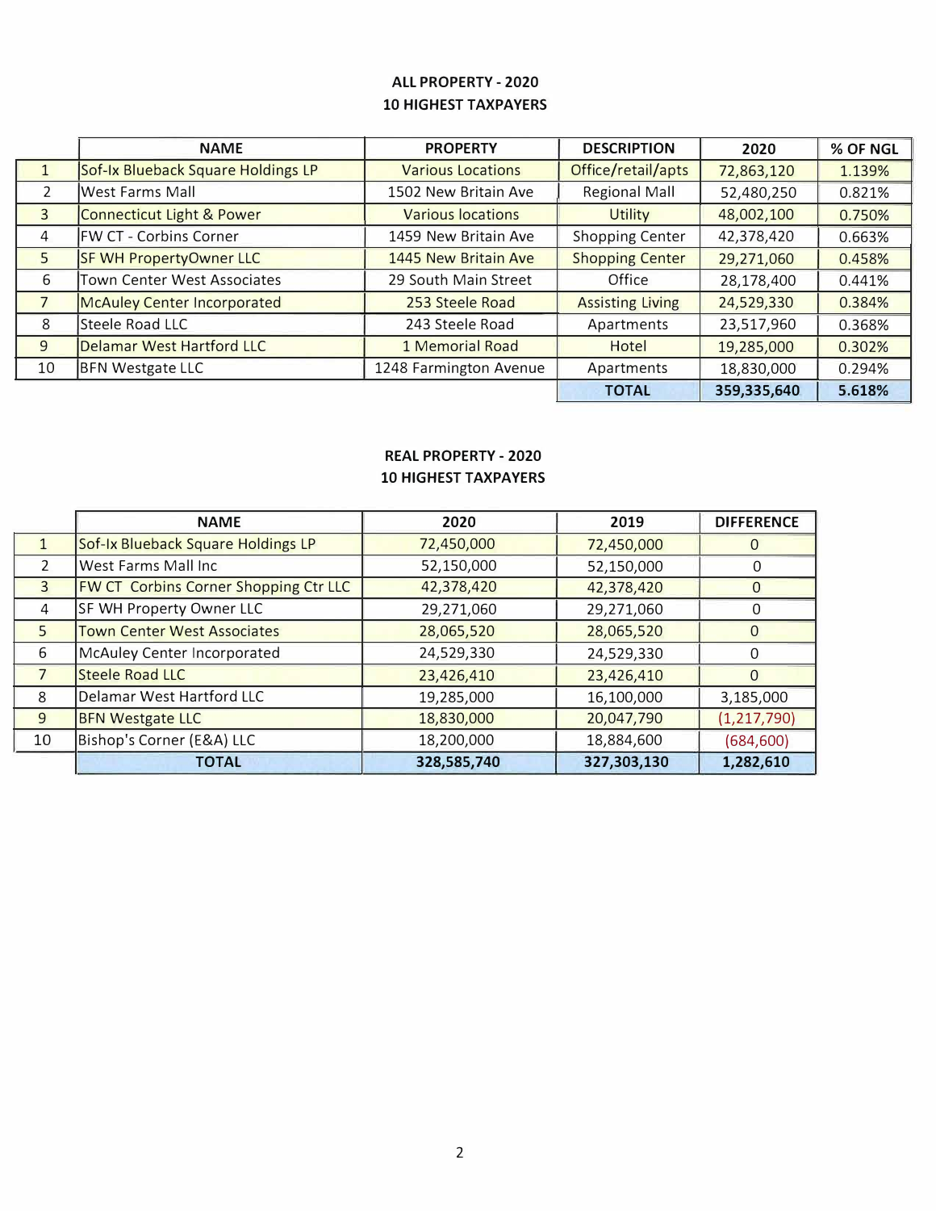## ALL PROPERTY - 2020
## 10 HIGHEST TAXPAYERS

| | NAME | PROPERTY | DESCRIPTION | 2020 | % OF NGL |
|---|---|---|---|---|---|
| 1 | Sof-Ix Blueback Square Holdings LP | Various Locations | Office/retail/apts | 72,863,120 | 1.139% |
| 2 | West Farms Mall | 1502 New Britain Ave | Regional Mall | 52,480,250 | 0.821% |
| 3 | Connecticut Light & Power | Various locations | Utility | 48,002,100 | 0.750% |
| 4 | FW CT - Corbins Corner | 1459 New Britain Ave | Shopping Center | 42,378,420 | 0.663% |
| 5 | SF WH PropertyOwner LLC | 1445 New Britain Ave | Shopping Center | 29,271,060 | 0.458% |
| 6 | Town Center West Associates | 29 South Main Street | Office | 28,178,400 | 0.441% |
| 7 | McAuley Center Incorporated | 253 Steele Road | Assisting Living | 24,529,330 | 0.384% |
| 8 | Steele Road LLC | 243 Steele Road | Apartments | 23,517,960 | 0.368% |
| 9 | Delamar West Hartford LLC | 1 Memorial Road | Hotel | 19,285,000 | 0.302% |
| 10 | BFN Westgate LLC | 1248 Farmington Avenue | Apartments | 18,830,000 | 0.294% |
| | | | **TOTAL** | **359,335,640** | **5.618%** |

## REAL PROPERTY - 2020
## 10 HIGHEST TAXPAYERS

| | NAME | 2020 | 2019 | DIFFERENCE |
|---|---|---|---|---|
| 1 | Sof-Ix Blueback Square Holdings LP | 72,450,000 | 72,450,000 | 0 |
| 2 | West Farms Mall Inc | 52,150,000 | 52,150,000 | 0 |
| 3 | FW CT Corbins Corner Shopping Ctr LLC | 42,378,420 | 42,378,420 | 0 |
| 4 | SF WH Property Owner LLC | 29,271,060 | 29,271,060 | 0 |
| 5 | Town Center West Associates | 28,065,520 | 28,065,520 | 0 |
| 6 | McAuley Center Incorporated | 24,529,330 | 24,529,330 | 0 |
| 7 | Steele Road LLC | 23,426,410 | 23,426,410 | 0 |
| 8 | Delamar West Hartford LLC | 19,285,000 | 16,100,000 | 3,185,000 |
| 9 | BFN Westgate LLC | 18,830,000 | 20,047,790 | (1,217,790) |
| 10 | Bishop's Corner (E&A) LLC | 18,200,000 | 18,884,600 | (684,600) |
| | **TOTAL** | **328,585,740** | **327,303,130** | **1,282,610** |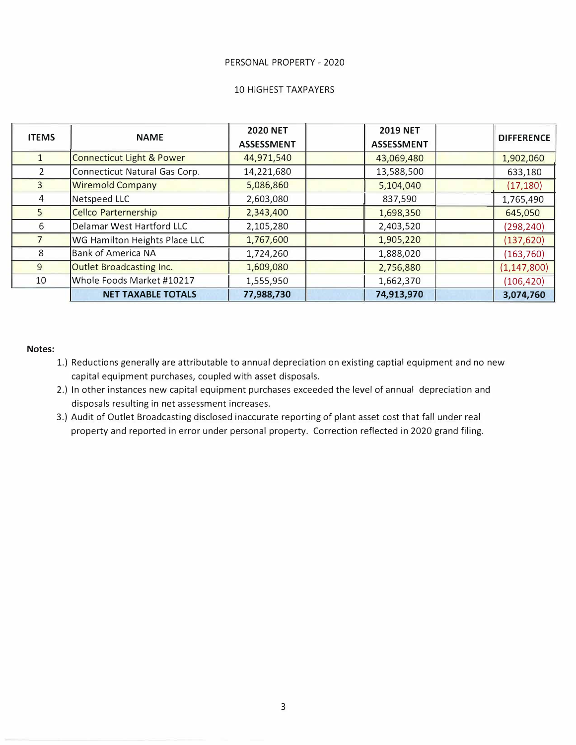PERSONAL PROPERTY - 2020

10 HIGHEST TAXPAYERS

| ITEMS | NAME | 2020 NET ASSESSMENT | | 2019 NET ASSESSMENT | | DIFFERENCE |
|---|---|---|---|---|---|---|
| 1 | Connecticut Light & Power | 44,971,540 | | 43,069,480 | | 1,902,060 |
| 2 | Connecticut Natural Gas Corp. | 14,221,680 | | 13,588,500 | | 633,180 |
| 3 | Wiremold Company | 5,086,860 | | 5,104,040 | | (17,180) |
| 4 | Netspeed LLC | 2,603,080 | | 837,590 | | 1,765,490 |
| 5 | Cellco Parternership | 2,343,400 | | 1,698,350 | | 645,050 |
| 6 | Delamar West Hartford LLC | 2,105,280 | | 2,403,520 | | (298,240) |
| 7 | WG Hamilton Heights Place LLC | 1,767,600 | | 1,905,220 | | (137,620) |
| 8 | Bank of America NA | 1,724,260 | | 1,888,020 | | (163,760) |
| 9 | Outlet Broadcasting Inc. | 1,609,080 | | 2,756,880 | | (1,147,800) |
| 10 | Whole Foods Market #10217 | 1,555,950 | | 1,662,370 | | (106,420) |
| | **NET TAXABLE TOTALS** | **77,988,730** | | **74,913,970** | | **3,074,760** |

**Notes:**

1.) Reductions generally are attributable to annual depreciation on existing captial equipment and no new capital equipment purchases, coupled with asset disposals.

2.) In other instances new capital equipment purchases exceeded the level of annual depreciation and disposals resulting in net assessment increases.

3.) Audit of Outlet Broadcasting disclosed inaccurate reporting of plant asset cost that fall under real property and reported in error under personal property. Correction reflected in 2020 grand filing.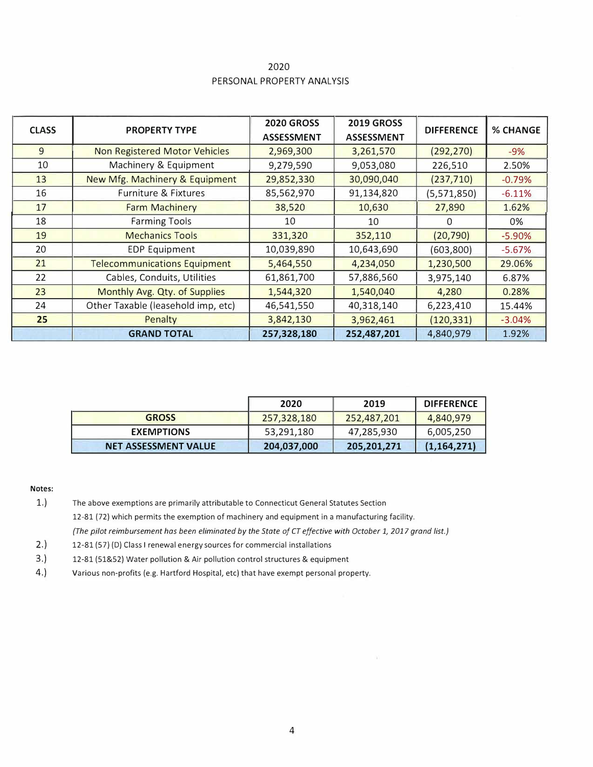# 2020
# PERSONAL PROPERTY ANALYSIS

| CLASS | PROPERTY TYPE | 2020 GROSS ASSESSMENT | 2019 GROSS ASSESSMENT | DIFFERENCE | % CHANGE |
|---|---|---|---|---|---|
| 9 | Non Registered Motor Vehicles | 2,969,300 | 3,261,570 | (292,270) | -9% |
| 10 | Machinery & Equipment | 9,279,590 | 9,053,080 | 226,510 | 2.50% |
| 13 | New Mfg. Machinery & Equipment | 29,852,330 | 30,090,040 | (237,710) | -0.79% |
| 16 | Furniture & Fixtures | 85,562,970 | 91,134,820 | (5,571,850) | -6.11% |
| 17 | Farm Machinery | 38,520 | 10,630 | 27,890 | 1.62% |
| 18 | Farming Tools | 10 | 10 | 0 | 0% |
| 19 | Mechanics Tools | 331,320 | 352,110 | (20,790) | -5.90% |
| 20 | EDP Equipment | 10,039,890 | 10,643,690 | (603,800) | -5.67% |
| 21 | Telecommunications Equipment | 5,464,550 | 4,234,050 | 1,230,500 | 29.06% |
| 22 | Cables, Conduits, Utilities | 61,861,700 | 57,886,560 | 3,975,140 | 6.87% |
| 23 | Monthly Avg. Qty. of Supplies | 1,544,320 | 1,540,040 | 4,280 | 0.28% |
| 24 | Other Taxable (leasehold imp, etc) | 46,541,550 | 40,318,140 | 6,223,410 | 15.44% |
| **25** | Penalty | 3,842,130 | 3,962,461 | (120,331) | -3.04% |
| | **GRAND TOTAL** | **257,328,180** | **252,487,201** | 4,840,979 | 1.92% |

| | 2020 | 2019 | DIFFERENCE |
|---|---|---|---|
| **GROSS** | 257,328,180 | 252,487,201 | 4,840,979 |
| **EXEMPTIONS** | 53,291,180 | 47,285,930 | 6,005,250 |
| **NET ASSESSMENT VALUE** | **204,037,000** | **205,201,271** | **(1,164,271)** |

**Notes:**

1.) The above exemptions are primarily attributable to Connecticut General Statutes Section 12-81 (72) which permits the exemption of machinery and equipment in a manufacturing facility.
*(The pilot reimbursement has been eliminated by the State of CT effective with October 1, 2017 grand list.)*

2.) 12-81 (57) (D) Class I renewal energy sources for commercial installations

3.) 12-81 (51&52) Water pollution & Air pollution control structures & equipment

4.) Various non-profits (e.g. Hartford Hospital, etc) that have exempt personal property.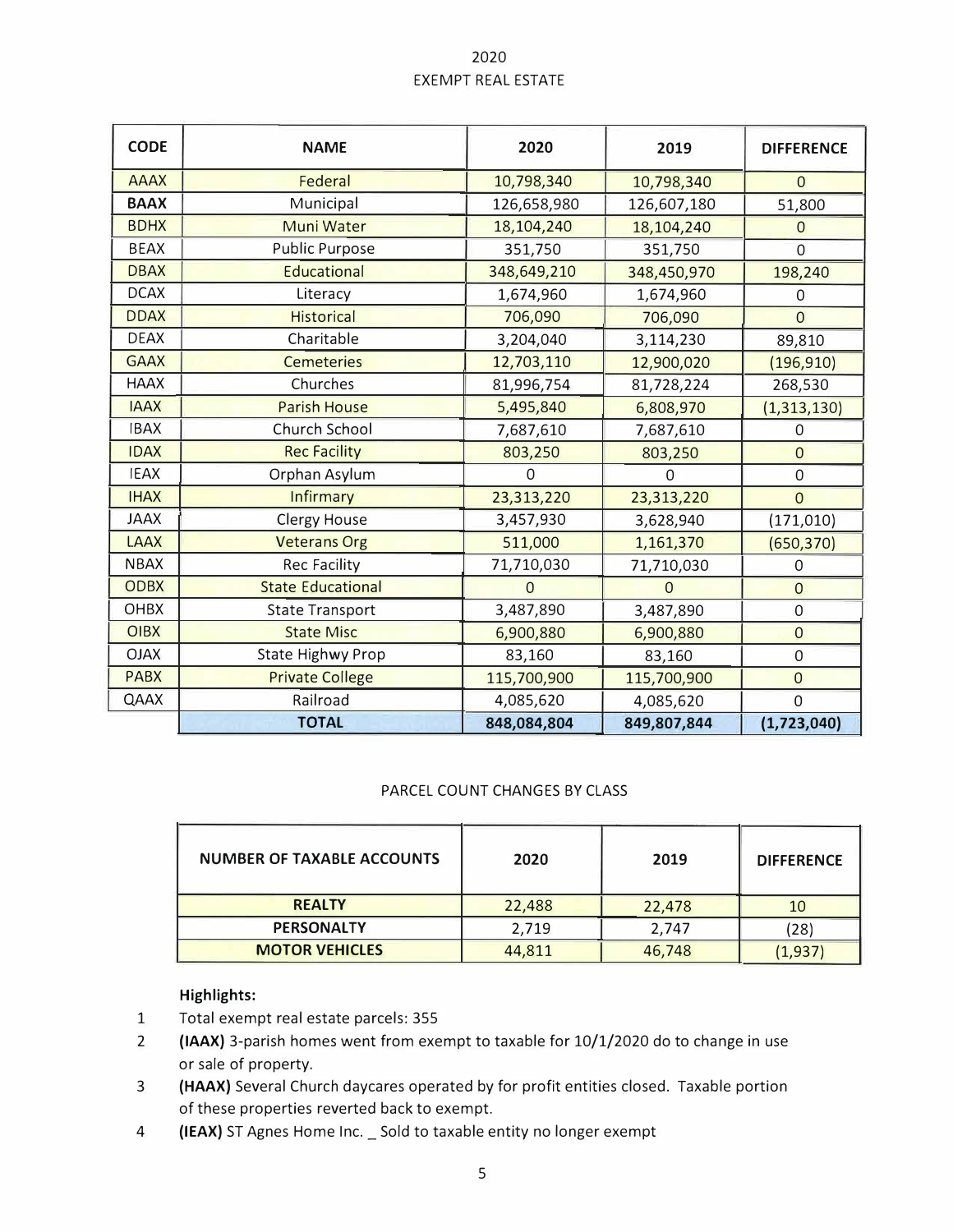# 2020
## EXEMPT REAL ESTATE

| CODE | NAME | 2020 | 2019 | DIFFERENCE |
|---|---|---|---|---|
| AAAX | Federal | 10,798,340 | 10,798,340 | 0 |
| **BAAX** | Municipal | 126,658,980 | 126,607,180 | 51,800 |
| BDHX | Muni Water | 18,104,240 | 18,104,240 | 0 |
| BEAX | Public Purpose | 351,750 | 351,750 | 0 |
| DBAX | Educational | 348,649,210 | 348,450,970 | 198,240 |
| DCAX | Literacy | 1,674,960 | 1,674,960 | 0 |
| DDAX | Historical | 706,090 | 706,090 | 0 |
| DEAX | Charitable | 3,204,040 | 3,114,230 | 89,810 |
| GAAX | Cemeteries | 12,703,110 | 12,900,020 | (196,910) |
| HAAX | Churches | 81,996,754 | 81,728,224 | 268,530 |
| IAAX | Parish House | 5,495,840 | 6,808,970 | (1,313,130) |
| IBAX | Church School | 7,687,610 | 7,687,610 | 0 |
| IDAX | Rec Facility | 803,250 | 803,250 | 0 |
| IEAX | Orphan Asylum | 0 | 0 | 0 |
| IHAX | Infirmary | 23,313,220 | 23,313,220 | 0 |
| JAAX | Clergy House | 3,457,930 | 3,628,940 | (171,010) |
| LAAX | Veterans Org | 511,000 | 1,161,370 | (650,370) |
| NBAX | Rec Facility | 71,710,030 | 71,710,030 | 0 |
| ODBX | State Educational | 0 | 0 | 0 |
| OHBX | State Transport | 3,487,890 | 3,487,890 | 0 |
| OIBX | State Misc | 6,900,880 | 6,900,880 | 0 |
| OJAX | State Highwy Prop | 83,160 | 83,160 | 0 |
| PABX | Private College | 115,700,900 | 115,700,900 | 0 |
| QAAX | Railroad | 4,085,620 | 4,085,620 | 0 |
| | **TOTAL** | **848,084,804** | **849,807,844** | **(1,723,040)** |

PARCEL COUNT CHANGES BY CLASS

| NUMBER OF TAXABLE ACCOUNTS | 2020 | 2019 | DIFFERENCE |
|---|---|---|---|
| **REALTY** | 22,488 | 22,478 | 10 |
| **PERSONALTY** | 2,719 | 2,747 | (28) |
| **MOTOR VEHICLES** | 44,811 | 46,748 | (1,937) |

**Highlights:**

1. Total exempt real estate parcels: 355
2. **(IAAX)** 3-parish homes went from exempt to taxable for 10/1/2020 do to change in use or sale of property.
3. **(HAAX)** Several Church daycares operated by for profit entities closed. Taxable portion of these properties reverted back to exempt.
4. **(IEAX)** ST Agnes Home Inc. _ Sold to taxable entity no longer exempt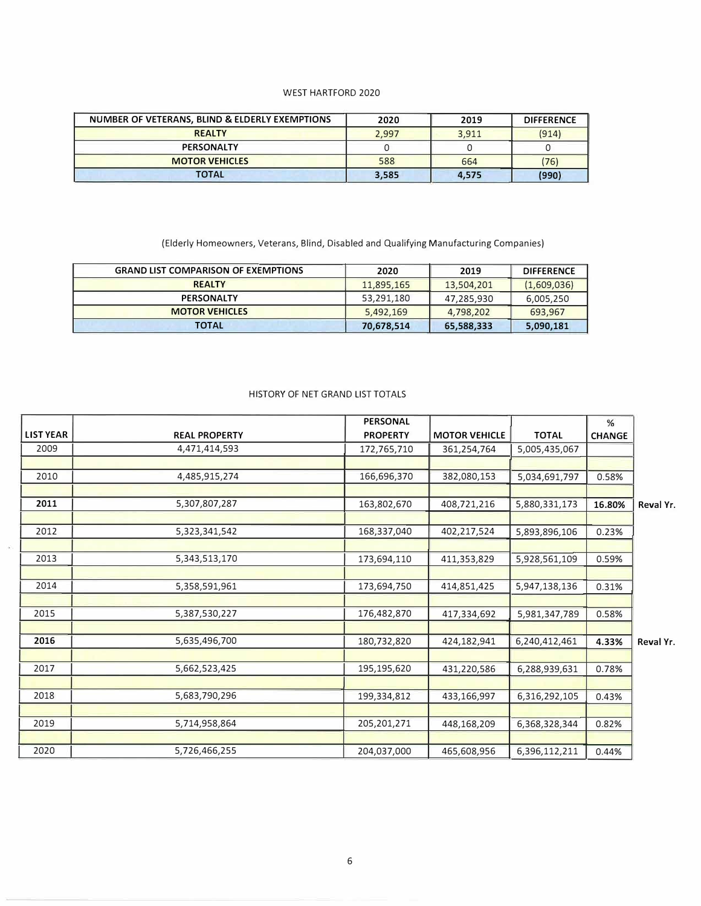WEST HARTFORD 2020

| NUMBER OF VETERANS, BLIND & ELDERLY EXEMPTIONS | 2020 | 2019 | DIFFERENCE |
|---|---|---|---|
| REALTY | 2,997 | 3,911 | (914) |
| PERSONALTY | 0 | 0 | 0 |
| MOTOR VEHICLES | 588 | 664 | (76) |
| **TOTAL** | **3,585** | **4,575** | **(990)** |

(Elderly Homeowners, Veterans, Blind, Disabled and Qualifying Manufacturing Companies)

| GRAND LIST COMPARISON OF EXEMPTIONS | 2020 | 2019 | DIFFERENCE |
|---|---|---|---|
| REALTY | 11,895,165 | 13,504,201 | (1,609,036) |
| PERSONALTY | 53,291,180 | 47,285,930 | 6,005,250 |
| MOTOR VEHICLES | 5,492,169 | 4,798,202 | 693,967 |
| **TOTAL** | **70,678,514** | **65,588,333** | **5,090,181** |

HISTORY OF NET GRAND LIST TOTALS

| LIST YEAR | REAL PROPERTY | PERSONAL PROPERTY | MOTOR VEHICLE | TOTAL | % CHANGE | |
|---|---|---|---|---|---|---|
| 2009 | 4,471,414,593 | 172,765,710 | 361,254,764 | 5,005,435,067 | | |
| 2010 | 4,485,915,274 | 166,696,370 | 382,080,153 | 5,034,691,797 | 0.58% | |
| **2011** | 5,307,807,287 | 163,802,670 | 408,721,216 | 5,880,331,173 | **16.80%** | **Reval Yr.** |
| 2012 | 5,323,341,542 | 168,337,040 | 402,217,524 | 5,893,896,106 | 0.23% | |
| 2013 | 5,343,513,170 | 173,694,110 | 411,353,829 | 5,928,561,109 | 0.59% | |
| 2014 | 5,358,591,961 | 173,694,750 | 414,851,425 | 5,947,138,136 | 0.31% | |
| 2015 | 5,387,530,227 | 176,482,870 | 417,334,692 | 5,981,347,789 | 0.58% | |
| **2016** | 5,635,496,700 | 180,732,820 | 424,182,941 | 6,240,412,461 | **4.33%** | **Reval Yr.** |
| 2017 | 5,662,523,425 | 195,195,620 | 431,220,586 | 6,288,939,631 | 0.78% | |
| 2018 | 5,683,790,296 | 199,334,812 | 433,166,997 | 6,316,292,105 | 0.43% | |
| 2019 | 5,714,958,864 | 205,201,271 | 448,168,209 | 6,368,328,344 | 0.82% | |
| 2020 | 5,726,466,255 | 204,037,000 | 465,608,956 | 6,396,112,211 | 0.44% | |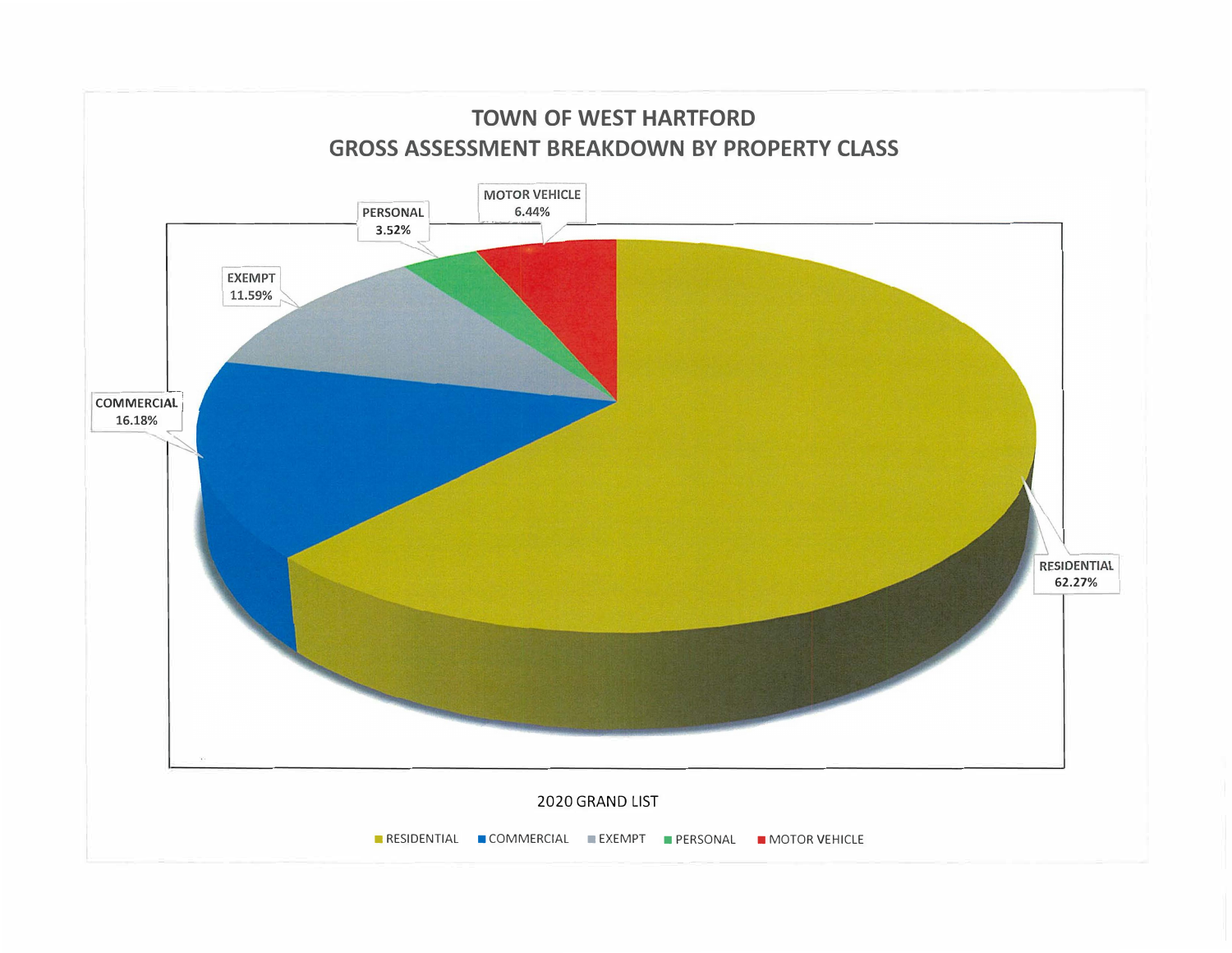# TOWN OF WEST HARTFORD
## GROSS ASSESSMENT BREAKDOWN BY PROPERTY CLASS

MOTOR VEHICLE 6.44%

PERSONAL 3.52%

EXEMPT 11.59%

COMMERCIAL 16.18%

RESIDENTIAL 62.27%

2020 GRAND LIST

RESIDENTIAL | COMMERCIAL | EXEMPT | PERSONAL | MOTOR VEHICLE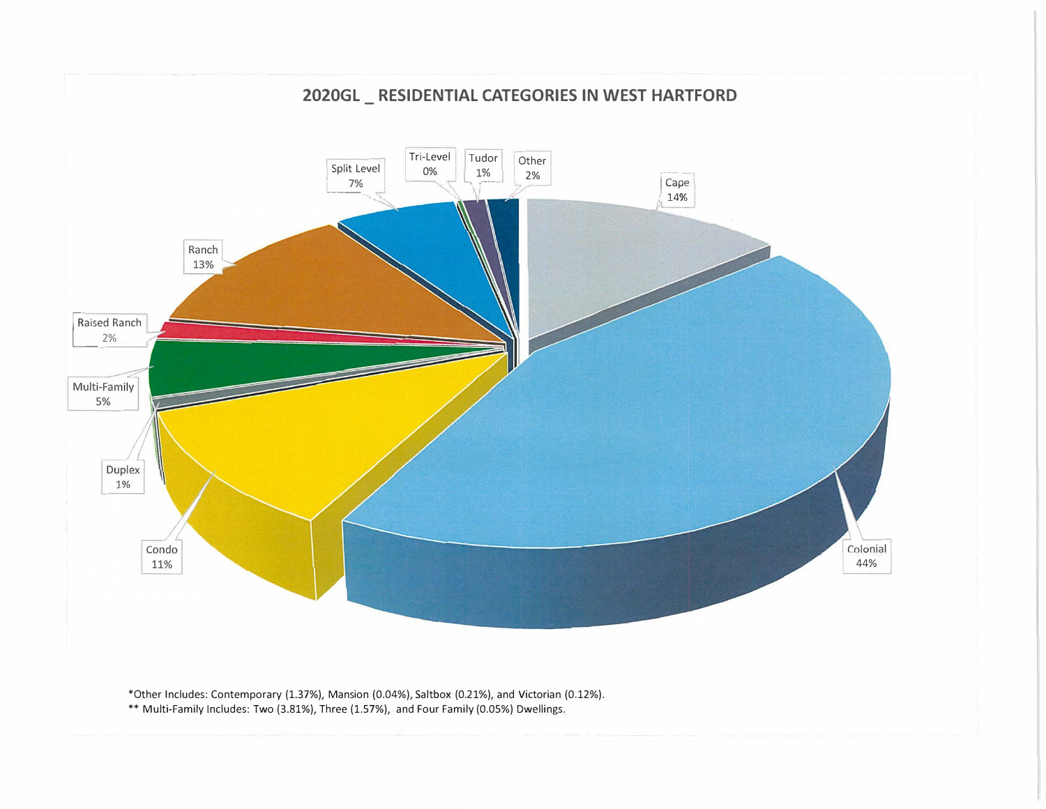## 2020GL _ RESIDENTIAL CATEGORIES IN WEST HARTFORD

| Category | Percentage |
|---|---|
| Colonial | 44% |
| Cape | 14% |
| Ranch | 13% |
| Condo | 11% |
| Split Level | 7% |
| Multi-Family | 5% |
| Raised Ranch | 2% |
| Other | 2% |
| Tudor | 1% |
| Duplex | 1% |
| Tri-Level | 0% |

*Other Includes: Contemporary (1.37%), Mansion (0.04%), Saltbox (0.21%), and Victorian (0.12%).

** Multi-Family Includes: Two (3.81%), Three (1.57%), and Four Family (0.05%) Dwellings.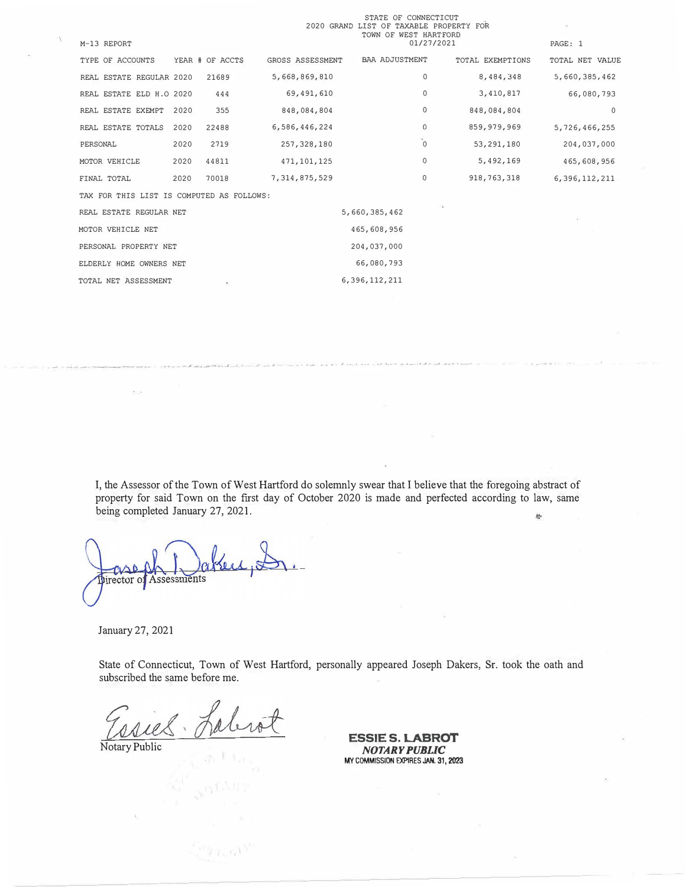STATE OF CONNECTICUT
2020 GRAND LIST OF TAXABLE PROPERTY FOR
TOWN OF WEST HARTFORD
01/27/2021

M-13 REPORT

| TYPE OF ACCOUNTS | YEAR | # OF ACCTS | GROSS ASSESSMENT | BAA ADJUSTMENT | TOTAL EXEMPTIONS | TOTAL NET VALUE |
|---|---|---|---|---|---|---|
| REAL ESTATE REGULAR | 2020 | 21689 | 5,668,869,810 | 0 | 8,484,348 | 5,660,385,462 |
| REAL ESTATE ELD H.O | 2020 | 444 | 69,491,610 | 0 | 3,410,817 | 66,080,793 |
| REAL ESTATE EXEMPT | 2020 | 355 | 848,084,804 | 0 | 848,084,804 | 0 |
| REAL ESTATE TOTALS | 2020 | 22488 | 6,586,446,224 | 0 | 859,979,969 | 5,726,466,255 |
| PERSONAL | 2020 | 2719 | 257,328,180 | 0 | 53,291,180 | 204,037,000 |
| MOTOR VEHICLE | 2020 | 44811 | 471,101,125 | 0 | 5,492,169 | 465,608,956 |
| FINAL TOTAL | 2020 | 70018 | 7,314,875,529 | 0 | 918,763,318 | 6,396,112,211 |

TAX FOR THIS LIST IS COMPUTED AS FOLLOWS:

| | |
|---|---|
| REAL ESTATE REGULAR NET | 5,660,385,462 |
| MOTOR VEHICLE NET | 465,608,956 |
| PERSONAL PROPERTY NET | 204,037,000 |
| ELDERLY HOME OWNERS NET | 66,080,793 |
| TOTAL NET ASSESSMENT | 6,396,112,211 |

I, the Assessor of the Town of West Hartford do solemnly swear that I believe that the foregoing abstract of property for said Town on the first day of October 2020 is made and perfected according to law, same being completed January 27, 2021.

Joseph Dakers, Sr.
Director of Assessments

January 27, 2021

State of Connecticut, Town of West Hartford, personally appeared Joseph Dakers, Sr. took the oath and subscribed the same before me.

Essie S. Labrot
Notary Public

**ESSIE S. LABROT**
***NOTARY PUBLIC***
MY COMMISSION EXPIRES JAN. 31, 2023